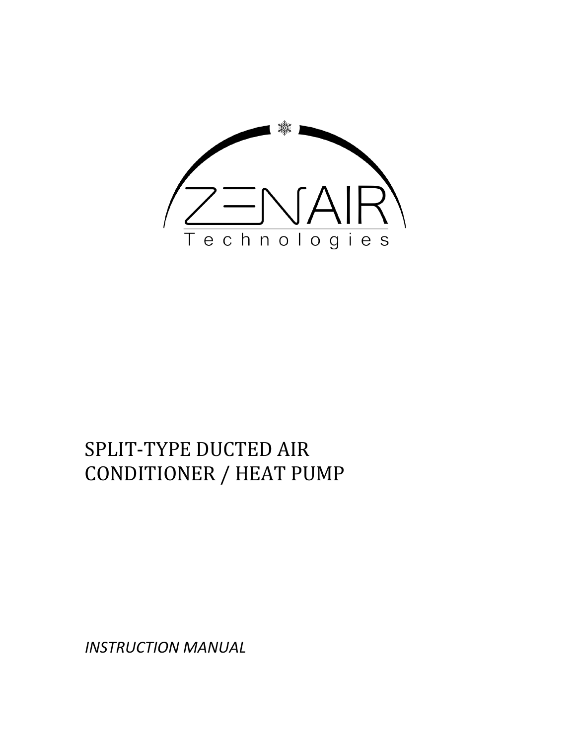ZENAIR

Technologies

# SPLIT-TYPE DUCTED AIR CONDITIONER / HEAT PUMP

*INSTRUCTION MANUAL*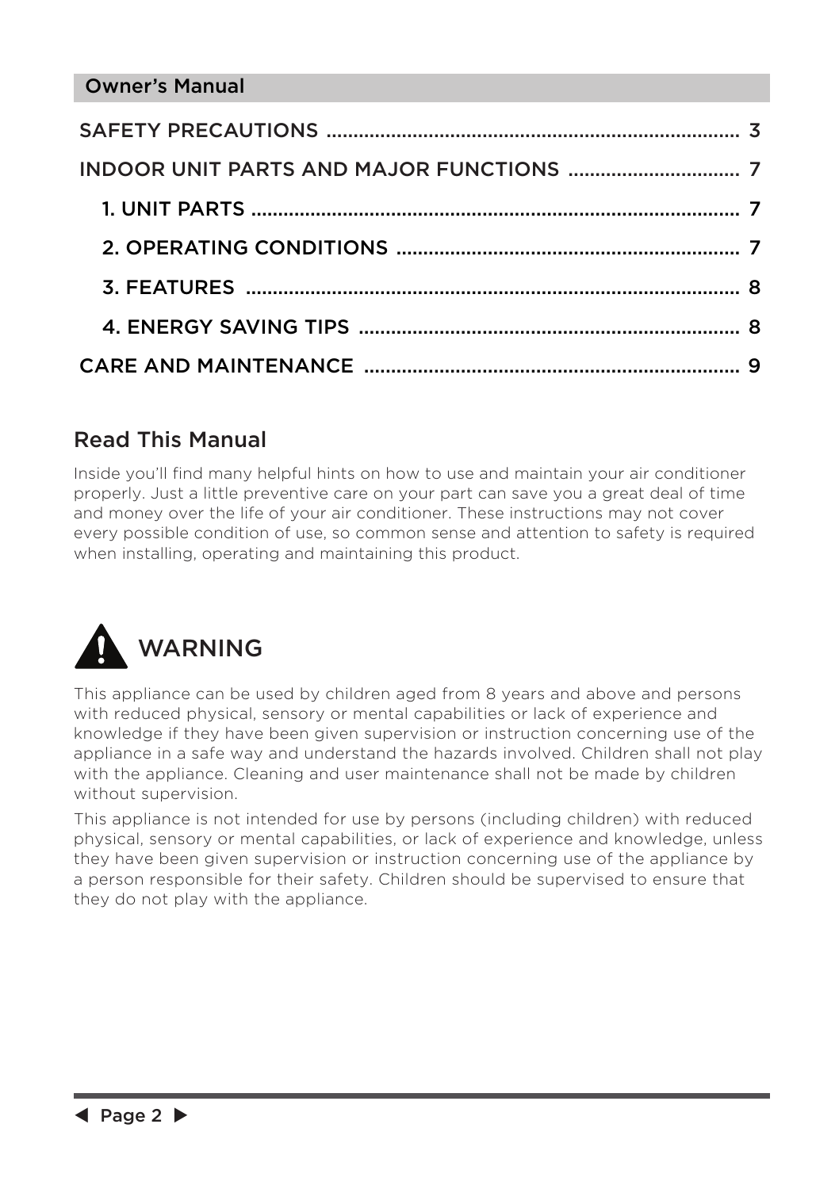## Owner's Manual

| | |
|---|---|
| SAFETY PRECAUTIONS | 3 |
| INDOOR UNIT PARTS AND MAJOR FUNCTIONS | 7 |
| 1. UNIT PARTS | 7 |
| 2. OPERATING CONDITIONS | 7 |
| 3. FEATURES | 8 |
| 4. ENERGY SAVING TIPS | 8 |
| CARE AND MAINTENANCE | 9 |

## Read This Manual

Inside you'll find many helpful hints on how to use and maintain your air conditioner properly. Just a little preventive care on your part can save you a great deal of time and money over the life of your air conditioner. These instructions may not cover every possible condition of use, so common sense and attention to safety is required when installing, operating and maintaining this product.

## WARNING

This appliance can be used by children aged from 8 years and above and persons with reduced physical, sensory or mental capabilities or lack of experience and knowledge if they have been given supervision or instruction concerning use of the appliance in a safe way and understand the hazards involved. Children shall not play with the appliance. Cleaning and user maintenance shall not be made by children without supervision.

This appliance is not intended for use by persons (including children) with reduced physical, sensory or mental capabilities, or lack of experience and knowledge, unless they have been given supervision or instruction concerning use of the appliance by a person responsible for their safety. Children should be supervised to ensure that they do not play with the appliance.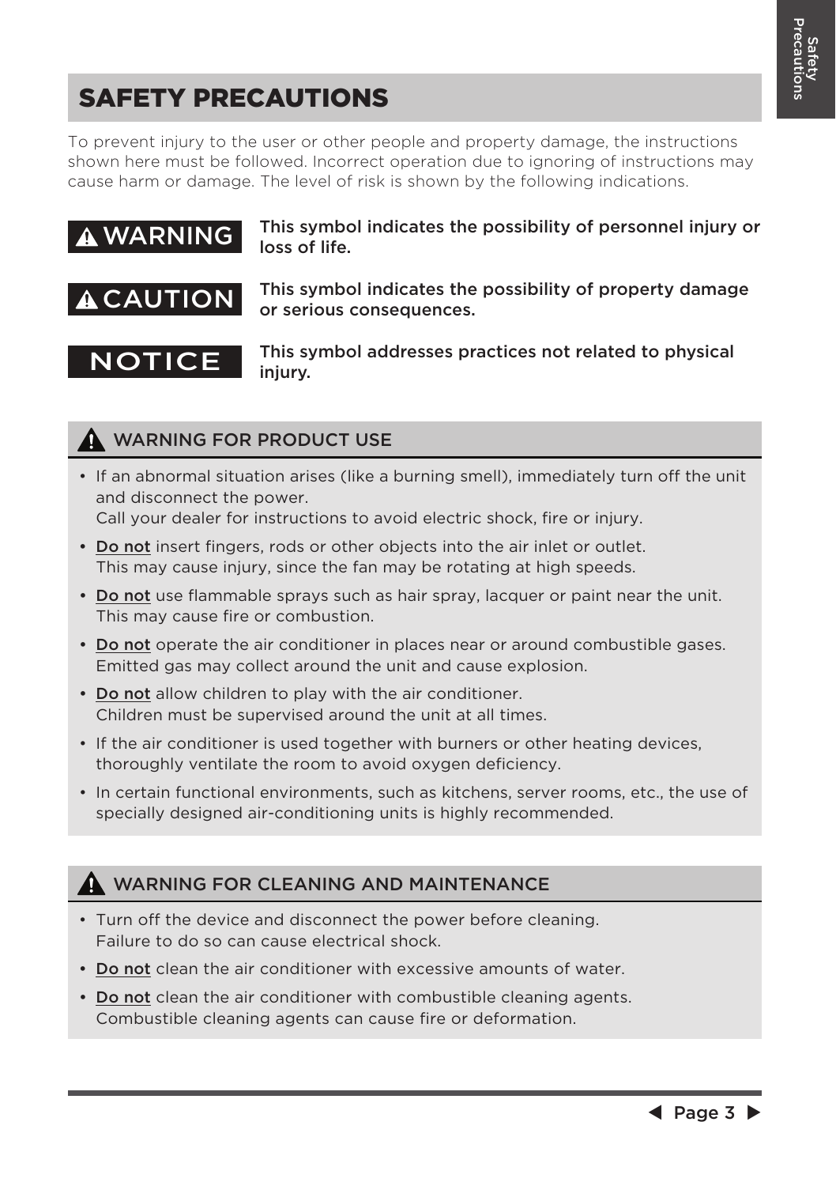# SAFETY PRECAUTIONS

To prevent injury to the user or other people and property damage, the instructions shown here must be followed. Incorrect operation due to ignoring of instructions may cause harm or damage. The level of risk is shown by the following indications.

**⚠ WARNING** — **This symbol indicates the possibility of personnel injury or loss of life.**

**⚠ CAUTION** — **This symbol indicates the possibility of property damage or serious consequences.**

**NOTICE** — **This symbol addresses practices not related to physical injury.**

## ⚠ WARNING FOR PRODUCT USE

- If an abnormal situation arises (like a burning smell), immediately turn off the unit and disconnect the power.
  Call your dealer for instructions to avoid electric shock, fire or injury.
- <u>Do not</u> insert fingers, rods or other objects into the air inlet or outlet.
  This may cause injury, since the fan may be rotating at high speeds.
- <u>Do not</u> use flammable sprays such as hair spray, lacquer or paint near the unit.
  This may cause fire or combustion.
- <u>Do not</u> operate the air conditioner in places near or around combustible gases.
  Emitted gas may collect around the unit and cause explosion.
- <u>Do not</u> allow children to play with the air conditioner.
  Children must be supervised around the unit at all times.
- If the air conditioner is used together with burners or other heating devices, thoroughly ventilate the room to avoid oxygen deficiency.
- In certain functional environments, such as kitchens, server rooms, etc., the use of specially designed air-conditioning units is highly recommended.

## ⚠ WARNING FOR CLEANING AND MAINTENANCE

- Turn off the device and disconnect the power before cleaning.
  Failure to do so can cause electrical shock.
- <u>Do not</u> clean the air conditioner with excessive amounts of water.
- <u>Do not</u> clean the air conditioner with combustible cleaning agents.
  Combustible cleaning agents can cause fire or deformation.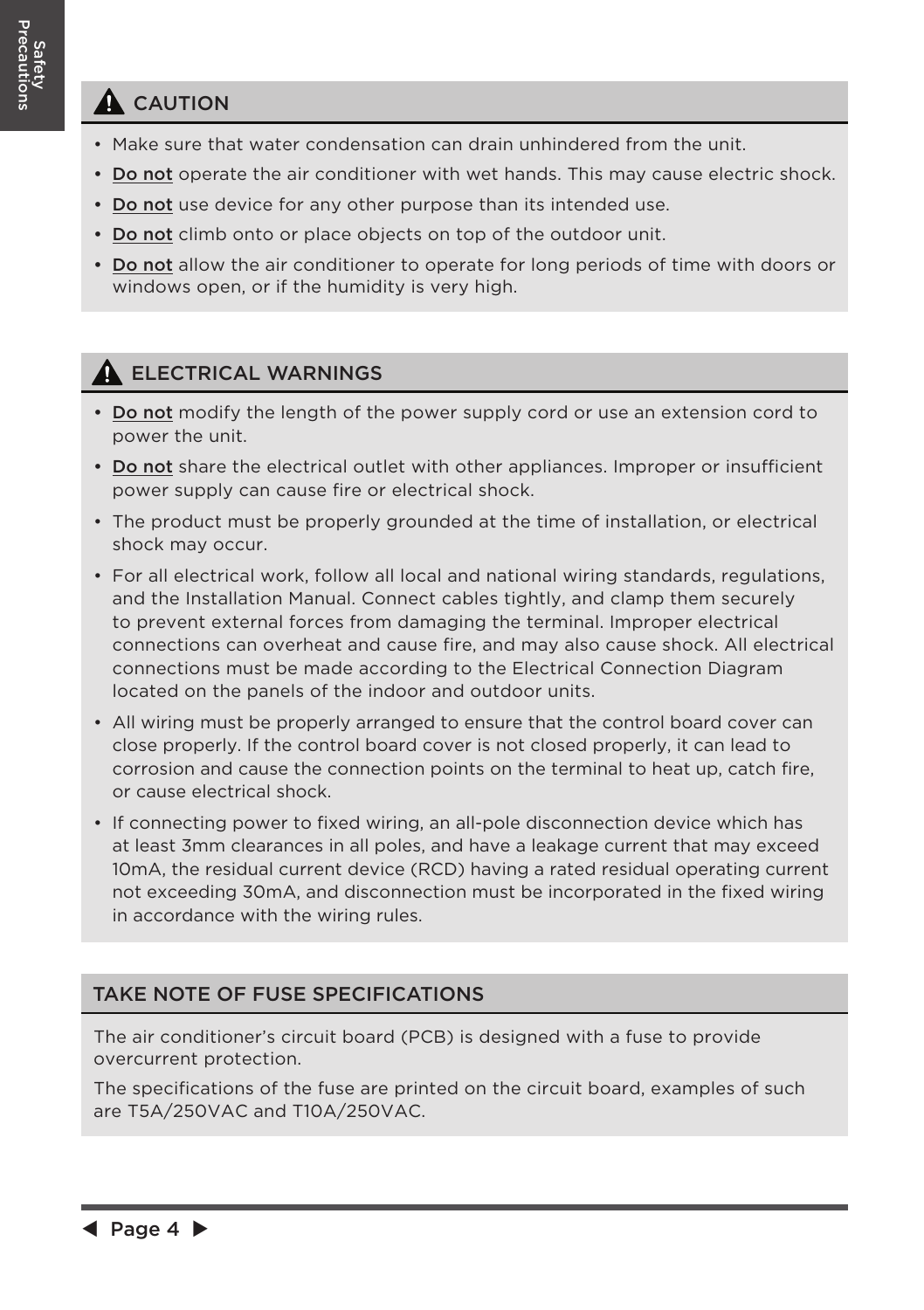## ⚠ CAUTION

- Make sure that water condensation can drain unhindered from the unit.
- Do not operate the air conditioner with wet hands. This may cause electric shock.
- Do not use device for any other purpose than its intended use.
- Do not climb onto or place objects on top of the outdoor unit.
- Do not allow the air conditioner to operate for long periods of time with doors or windows open, or if the humidity is very high.

## ⚠ ELECTRICAL WARNINGS

- Do not modify the length of the power supply cord or use an extension cord to power the unit.
- Do not share the electrical outlet with other appliances. Improper or insufficient power supply can cause fire or electrical shock.
- The product must be properly grounded at the time of installation, or electrical shock may occur.
- For all electrical work, follow all local and national wiring standards, regulations, and the Installation Manual. Connect cables tightly, and clamp them securely to prevent external forces from damaging the terminal. Improper electrical connections can overheat and cause fire, and may also cause shock. All electrical connections must be made according to the Electrical Connection Diagram located on the panels of the indoor and outdoor units.
- All wiring must be properly arranged to ensure that the control board cover can close properly. If the control board cover is not closed properly, it can lead to corrosion and cause the connection points on the terminal to heat up, catch fire, or cause electrical shock.
- If connecting power to fixed wiring, an all-pole disconnection device which has at least 3mm clearances in all poles, and have a leakage current that may exceed 10mA, the residual current device (RCD) having a rated residual operating current not exceeding 30mA, and disconnection must be incorporated in the fixed wiring in accordance with the wiring rules.

## TAKE NOTE OF FUSE SPECIFICATIONS

The air conditioner's circuit board (PCB) is designed with a fuse to provide overcurrent protection.

The specifications of the fuse are printed on the circuit board, examples of such are T5A/250VAC and T10A/250VAC.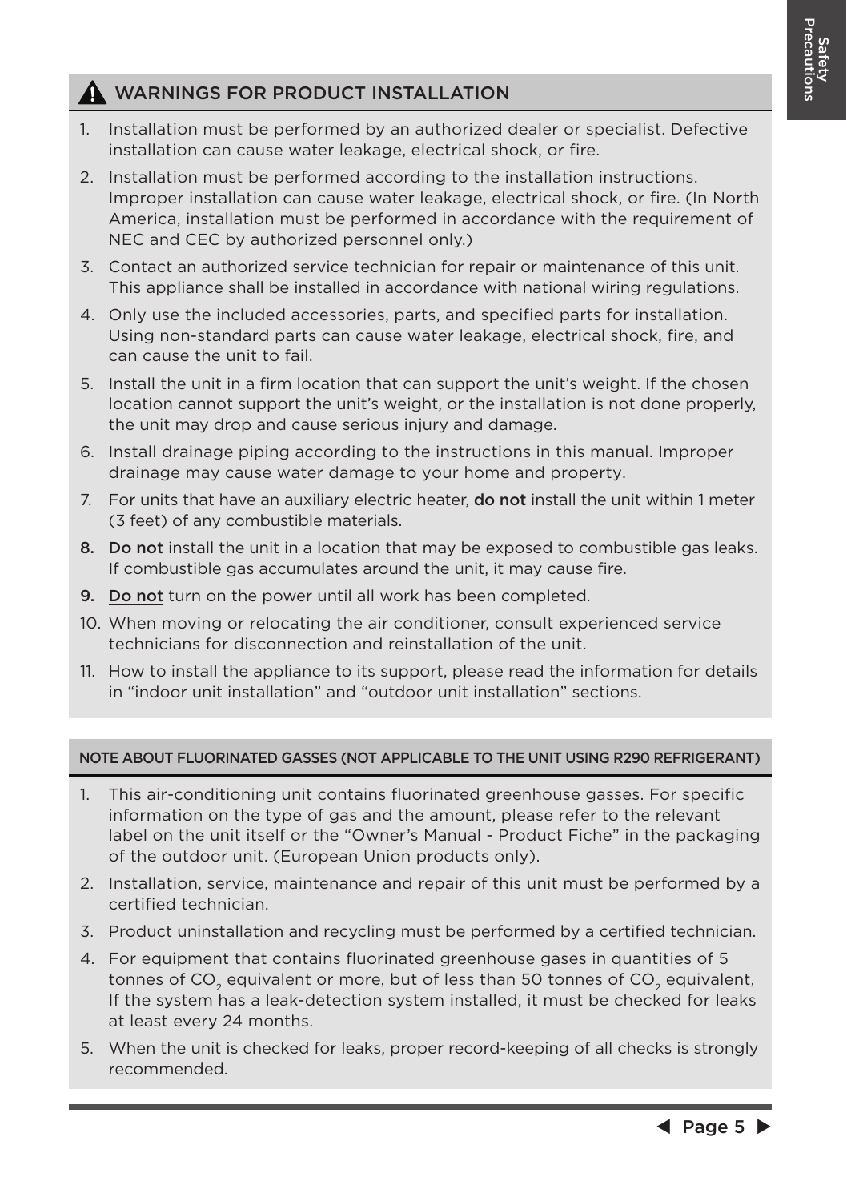## ⚠ WARNINGS FOR PRODUCT INSTALLATION

1. Installation must be performed by an authorized dealer or specialist. Defective installation can cause water leakage, electrical shock, or fire.
2. Installation must be performed according to the installation instructions. Improper installation can cause water leakage, electrical shock, or fire. (In North America, installation must be performed in accordance with the requirement of NEC and CEC by authorized personnel only.)
3. Contact an authorized service technician for repair or maintenance of this unit. This appliance shall be installed in accordance with national wiring regulations.
4. Only use the included accessories, parts, and specified parts for installation. Using non-standard parts can cause water leakage, electrical shock, fire, and can cause the unit to fail.
5. Install the unit in a firm location that can support the unit's weight. If the chosen location cannot support the unit's weight, or the installation is not done properly, the unit may drop and cause serious injury and damage.
6. Install drainage piping according to the instructions in this manual. Improper drainage may cause water damage to your home and property.
7. For units that have an auxiliary electric heater, **do not** install the unit within 1 meter (3 feet) of any combustible materials.
8. **Do not** install the unit in a location that may be exposed to combustible gas leaks. If combustible gas accumulates around the unit, it may cause fire.
9. **Do not** turn on the power until all work has been completed.
10. When moving or relocating the air conditioner, consult experienced service technicians for disconnection and reinstallation of the unit.
11. How to install the appliance to its support, please read the information for details in "indoor unit installation" and "outdoor unit installation" sections.

### NOTE ABOUT FLUORINATED GASSES (NOT APPLICABLE TO THE UNIT USING R290 REFRIGERANT)

1. This air-conditioning unit contains fluorinated greenhouse gasses. For specific information on the type of gas and the amount, please refer to the relevant label on the unit itself or the "Owner's Manual - Product Fiche" in the packaging of the outdoor unit. (European Union products only).
2. Installation, service, maintenance and repair of this unit must be performed by a certified technician.
3. Product uninstallation and recycling must be performed by a certified technician.
4. For equipment that contains fluorinated greenhouse gases in quantities of 5 tonnes of $CO_2$ equivalent or more, but of less than 50 tonnes of $CO_2$ equivalent, If the system has a leak-detection system installed, it must be checked for leaks at least every 24 months.
5. When the unit is checked for leaks, proper record-keeping of all checks is strongly recommended.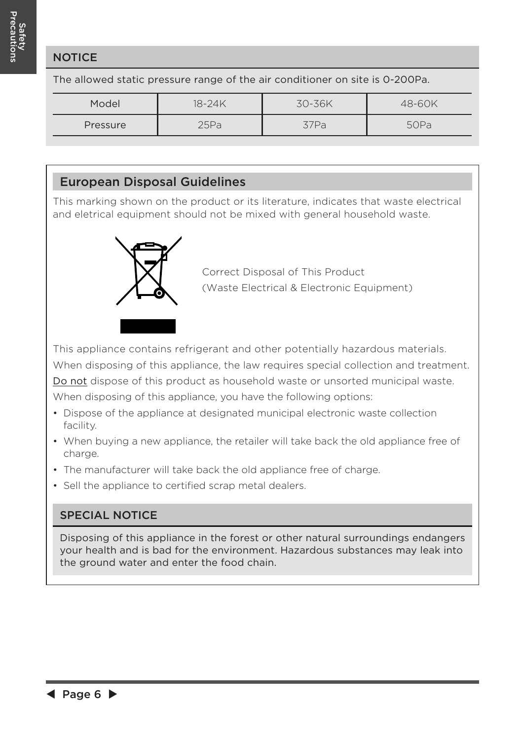## NOTICE

The allowed static pressure range of the air conditioner on site is 0-200Pa.

| Model | 18-24K | 30-36K | 48-60K |
| --- | --- | --- | --- |
| Pressure | 25Pa | 37Pa | 50Pa |

## European Disposal Guidelines

This marking shown on the product or its literature, indicates that waste electrical and eletrical equipment should not be mixed with general household waste.

Correct Disposal of This Product
(Waste Electrical & Electronic Equipment)

This appliance contains refrigerant and other potentially hazardous materials.

When disposing of this appliance, the law requires special collection and treatment.

Do not dispose of this product as household waste or unsorted municipal waste.

When disposing of this appliance, you have the following options:

- Dispose of the appliance at designated municipal electronic waste collection facility.
- When buying a new appliance, the retailer will take back the old appliance free of charge.
- The manufacturer will take back the old appliance free of charge.
- Sell the appliance to certified scrap metal dealers.

### SPECIAL NOTICE

Disposing of this appliance in the forest or other natural surroundings endangers your health and is bad for the environment. Hazardous substances may leak into the ground water and enter the food chain.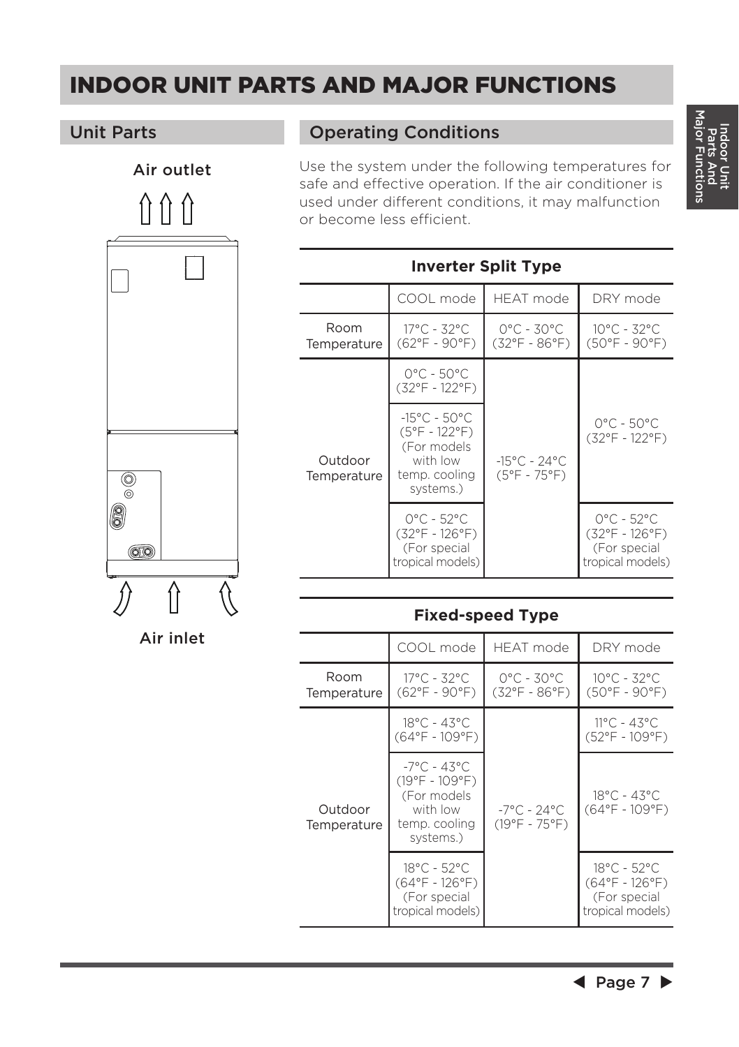# INDOOR UNIT PARTS AND MAJOR FUNCTIONS

## Unit Parts

Air outlet

Air inlet

## Operating Conditions

Use the system under the following temperatures for safe and effective operation. If the air conditioner is used under different conditions, it may malfunction or become less efficient.

**Inverter Split Type**

| | COOL mode | HEAT mode | DRY mode |
|---|---|---|---|
| Room Temperature | 17°C - 32°C (62°F - 90°F) | 0°C - 30°C (32°F - 86°F) | 10°C - 32°C (50°F - 90°F) |
| Outdoor Temperature | 0°C - 50°C (32°F - 122°F) | -15°C - 24°C (5°F - 75°F) | 0°C - 50°C (32°F - 122°F) |
| | -15°C - 50°C (5°F - 122°F) (For models with low temp. cooling systems.) | | |
| | 0°C - 52°C (32°F - 126°F) (For special tropical models) | | 0°C - 52°C (32°F - 126°F) (For special tropical models) |

**Fixed-speed Type**

| | COOL mode | HEAT mode | DRY mode |
|---|---|---|---|
| Room Temperature | 17°C - 32°C (62°F - 90°F) | 0°C - 30°C (32°F - 86°F) | 10°C - 32°C (50°F - 90°F) |
| Outdoor Temperature | 18°C - 43°C (64°F - 109°F) | -7°C - 24°C (19°F - 75°F) | 11°C - 43°C (52°F - 109°F) |
| | -7°C - 43°C (19°F - 109°F) (For models with low temp. cooling systems.) | | 18°C - 43°C (64°F - 109°F) |
| | 18°C - 52°C (64°F - 126°F) (For special tropical models) | | 18°C - 52°C (64°F - 126°F) (For special tropical models) |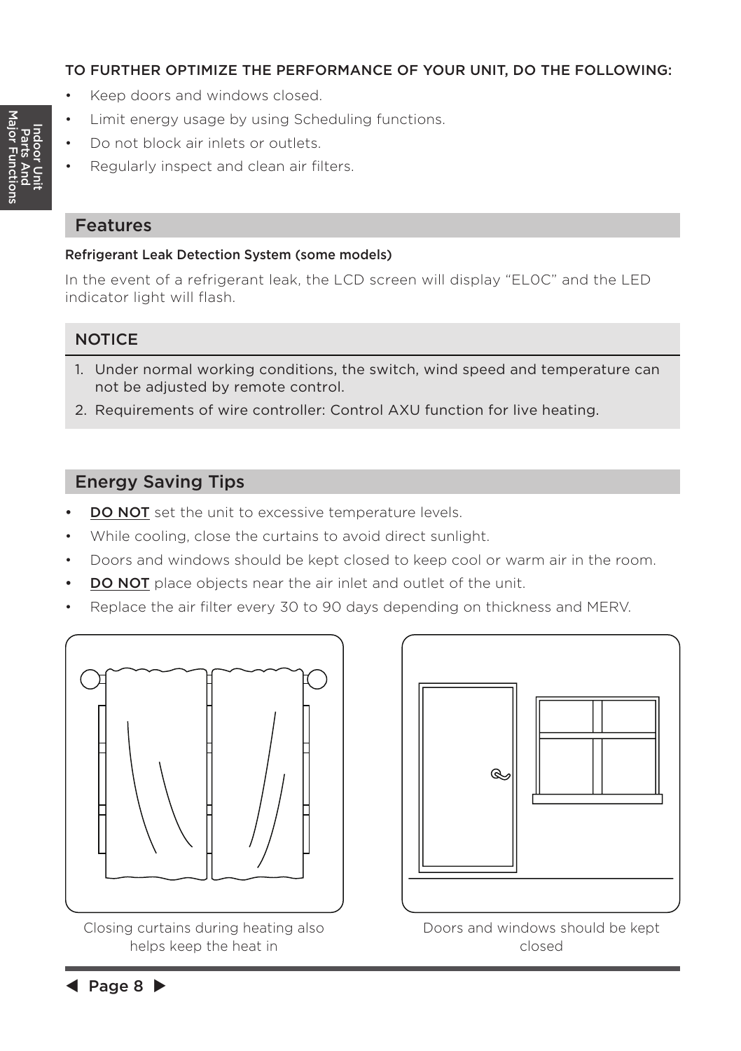**TO FURTHER OPTIMIZE THE PERFORMANCE OF YOUR UNIT, DO THE FOLLOWING:**

- Keep doors and windows closed.
- Limit energy usage by using Scheduling functions.
- Do not block air inlets or outlets.
- Regularly inspect and clean air filters.

## Features

**Refrigerant Leak Detection System (some models)**

In the event of a refrigerant leak, the LCD screen will display “EL0C” and the LED indicator light will flash.

### NOTICE

1. Under normal working conditions, the switch, wind speed and temperature can not be adjusted by remote control.
2. Requirements of wire controller: Control AXU function for live heating.

## Energy Saving Tips

- **DO NOT** set the unit to excessive temperature levels.
- While cooling, close the curtains to avoid direct sunlight.
- Doors and windows should be kept closed to keep cool or warm air in the room.
- **DO NOT** place objects near the air inlet and outlet of the unit.
- Replace the air filter every 30 to 90 days depending on thickness and MERV.

Closing curtains during heating also helps keep the heat in

Doors and windows should be kept closed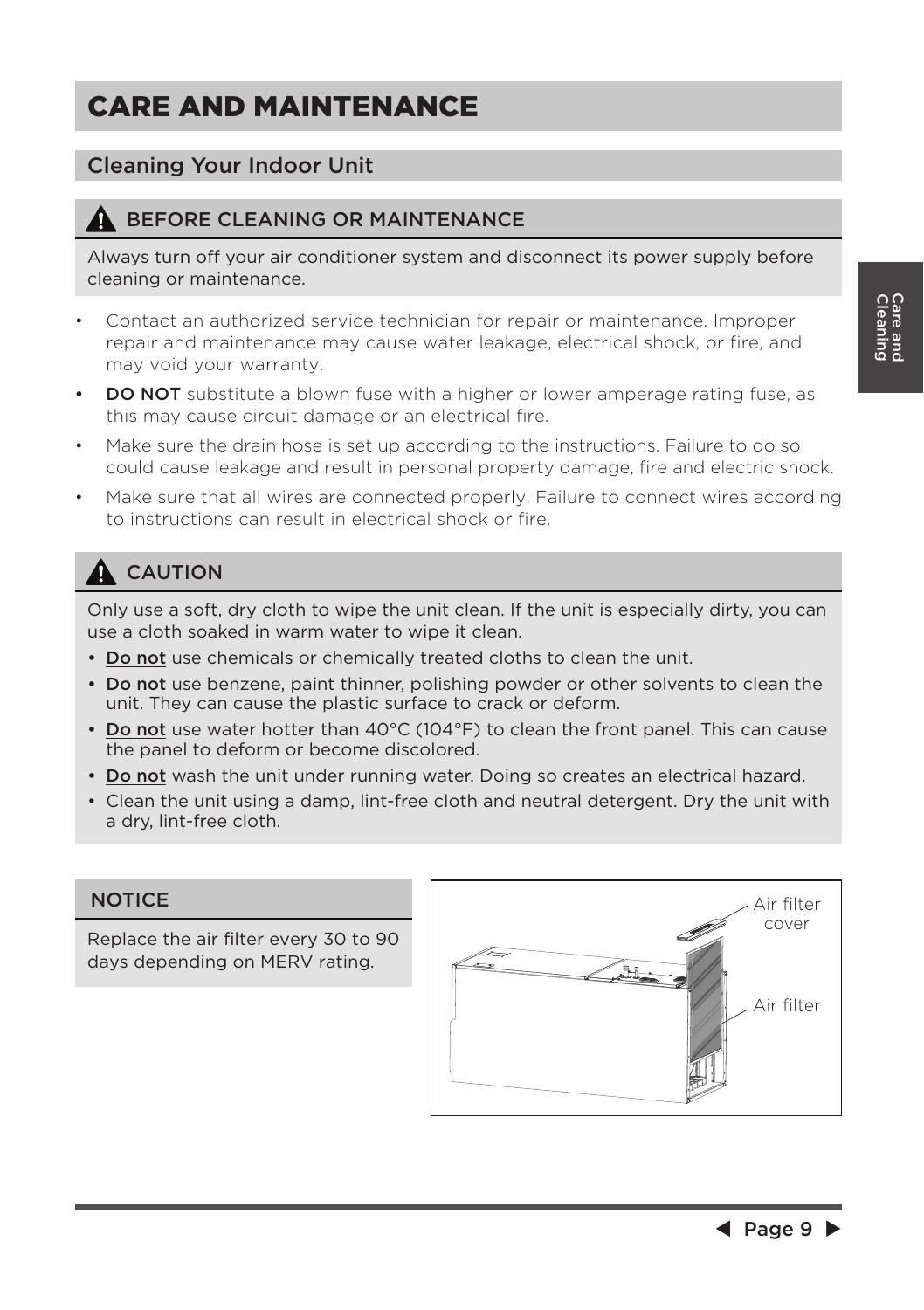# CARE AND MAINTENANCE

## Cleaning Your Indoor Unit

### ⚠ BEFORE CLEANING OR MAINTENANCE

Always turn off your air conditioner system and disconnect its power supply before cleaning or maintenance.

- Contact an authorized service technician for repair or maintenance. Improper repair and maintenance may cause water leakage, electrical shock, or fire, and may void your warranty.
- **DO NOT** substitute a blown fuse with a higher or lower amperage rating fuse, as this may cause circuit damage or an electrical fire.
- Make sure the drain hose is set up according to the instructions. Failure to do so could cause leakage and result in personal property damage, fire and electric shock.
- Make sure that all wires are connected properly. Failure to connect wires according to instructions can result in electrical shock or fire.

### ⚠ CAUTION

Only use a soft, dry cloth to wipe the unit clean. If the unit is especially dirty, you can use a cloth soaked in warm water to wipe it clean.

- **Do not** use chemicals or chemically treated cloths to clean the unit.
- **Do not** use benzene, paint thinner, polishing powder or other solvents to clean the unit. They can cause the plastic surface to crack or deform.
- **Do not** use water hotter than 40°C (104°F) to clean the front panel. This can cause the panel to deform or become discolored.
- **Do not** wash the unit under running water. Doing so creates an electrical hazard.
- Clean the unit using a damp, lint-free cloth and neutral detergent. Dry the unit with a dry, lint-free cloth.

### NOTICE

Replace the air filter every 30 to 90 days depending on MERV rating.

Air filter cover

Air filter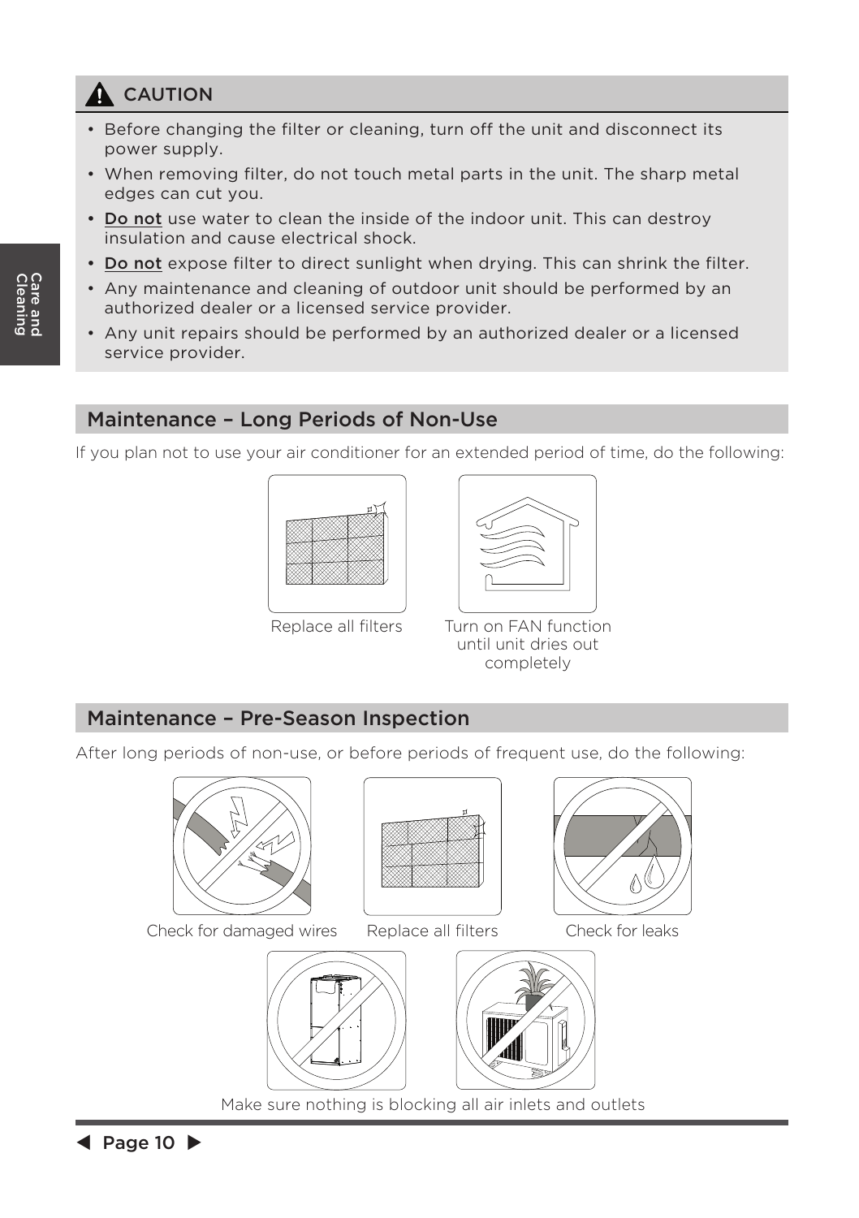## ⚠ CAUTION

- Before changing the filter or cleaning, turn off the unit and disconnect its power supply.
- When removing filter, do not touch metal parts in the unit. The sharp metal edges can cut you.
- Do not use water to clean the inside of the indoor unit. This can destroy insulation and cause electrical shock.
- Do not expose filter to direct sunlight when drying. This can shrink the filter.
- Any maintenance and cleaning of outdoor unit should be performed by an authorized dealer or a licensed service provider.
- Any unit repairs should be performed by an authorized dealer or a licensed service provider.

## Maintenance – Long Periods of Non-Use

If you plan not to use your air conditioner for an extended period of time, do the following:

Replace all filters

Turn on FAN function until unit dries out completely

## Maintenance – Pre-Season Inspection

After long periods of non-use, or before periods of frequent use, do the following:

Check for damaged wires

Replace all filters

Check for leaks

Make sure nothing is blocking all air inlets and outlets